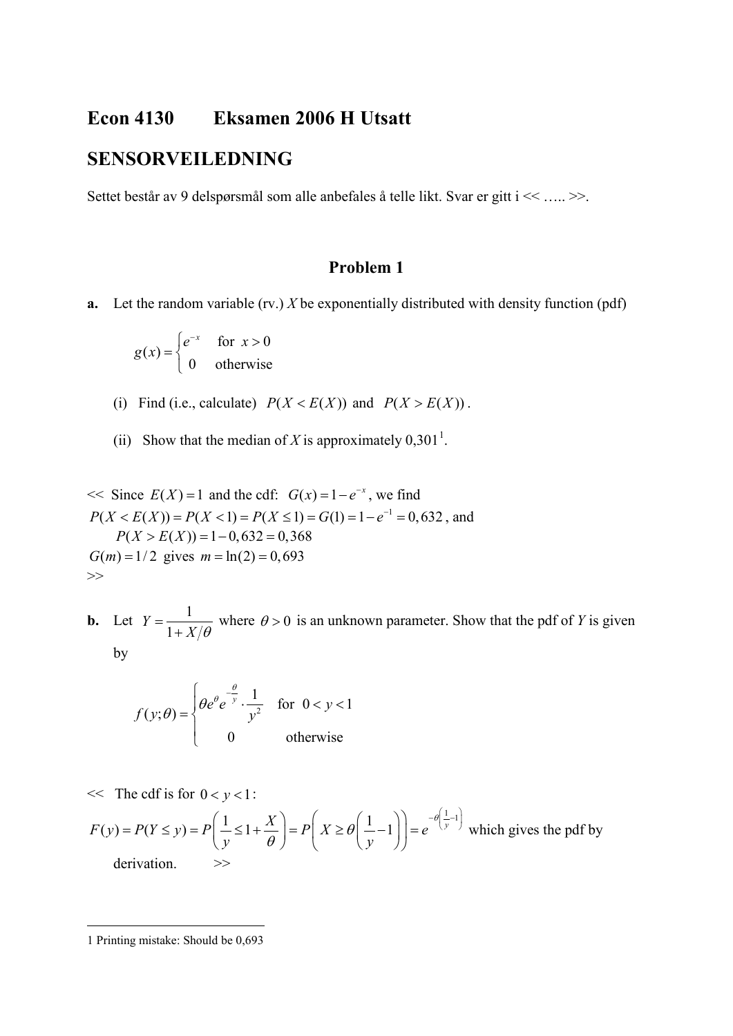# Econ 4130 Eksamen 2006 H Utsatt

## SENSORVEILEDNING

Settet består av 9 delspørsmål som alle anbefales å telle likt. Svar er gitt i << ….. >>.

### Problem 1

**a.** Let the random variable (rv.) $X$ be exponentially distributed with density function (pdf)

$$g(x) = \begin{cases} e^{-x} & \text{for } x > 0 \\ 0 & \text{otherwise} \end{cases}$$

(i) Find (i.e., calculate) $P(X < E(X))$ and $P(X > E(X))$.

(ii) Show that the median of $X$ is approximately 0,301[1].

<< Since $E(X) = 1$ and the cdf: $G(x) = 1 - e^{-x}$, we find
$P(X < E(X)) = P(X < 1) = P(X \leq 1) = G(1) = 1 - e^{-1} = 0,632$, and
$P(X > E(X)) = 1 - 0,632 = 0,368$
$G(m) = 1/2$ gives $m = \ln(2) = 0,693$
\>>

**b.** Let $Y = \dfrac{1}{1 + X/\theta}$ where $\theta > 0$ is an unknown parameter. Show that the pdf of $Y$ is given by

$$f(y;\theta) = \begin{cases} \theta e^{\theta} e^{-\frac{\theta}{y}} \cdot \dfrac{1}{y^2} & \text{for } 0 < y < 1 \\ 0 & \text{otherwise} \end{cases}$$

<< The cdf is for $0 < y < 1$:
$F(y) = P(Y \leq y) = P\left(\dfrac{1}{y} \leq 1 + \dfrac{X}{\theta}\right) = P\left(X \geq \theta\left(\dfrac{1}{y} - 1\right)\right) = e^{-\theta\left(\frac{1}{y} - 1\right)}$ which gives the pdf by derivation. >>

---

1 Printing mistake: Should be 0,693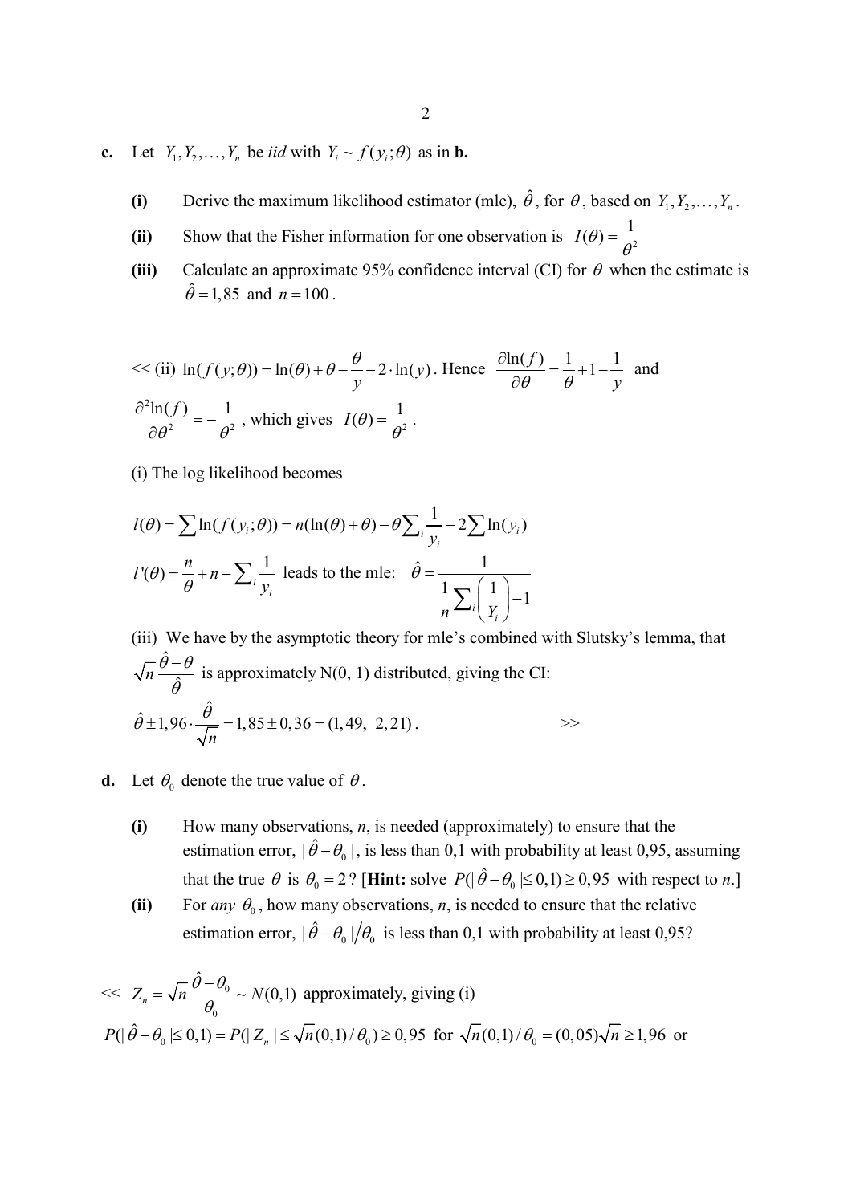**c.** Let $Y_1, Y_2, \ldots, Y_n$ be *iid* with $Y_i \sim f(y_i;\theta)$ as in **b.**

**(i)** Derive the maximum likelihood estimator (mle), $\hat{\theta}$, for $\theta$, based on $Y_1, Y_2, \ldots, Y_n$.

**(ii)** Show that the Fisher information for one observation is $I(\theta) = \dfrac{1}{\theta^2}$

**(iii)** Calculate an approximate 95% confidence interval (CI) for $\theta$ when the estimate is $\hat{\theta} = 1{,}85$ and $n = 100$.

<< (ii) $\ln(f(y;\theta)) = \ln(\theta) + \theta - \dfrac{\theta}{y} - 2\cdot\ln(y)$. Hence $\dfrac{\partial \ln(f)}{\partial\theta} = \dfrac{1}{\theta} + 1 - \dfrac{1}{y}$ and $\dfrac{\partial^2 \ln(f)}{\partial\theta^2} = -\dfrac{1}{\theta^2}$, which gives $I(\theta) = \dfrac{1}{\theta^2}$.

(i) The log likelihood becomes

$$l(\theta) = \sum \ln(f(y_i;\theta)) = n(\ln(\theta) + \theta) - \theta\sum_i \frac{1}{y_i} - 2\sum \ln(y_i)$$

$l'(\theta) = \dfrac{n}{\theta} + n - \sum_i \dfrac{1}{y_i}$ leads to the mle: $\hat{\theta} = \dfrac{1}{\dfrac{1}{n}\sum_i\left(\dfrac{1}{Y_i}\right) - 1}$

(iii) We have by the asymptotic theory for mle's combined with Slutsky's lemma, that $\sqrt{n}\dfrac{\hat{\theta}-\theta}{\hat{\theta}}$ is approximately N(0, 1) distributed, giving the CI:

$$\hat{\theta} \pm 1{,}96\cdot\frac{\hat{\theta}}{\sqrt{n}} = 1{,}85 \pm 0{,}36 = (1{,}49,\ 2{,}21).$$ >>

**d.** Let $\theta_0$ denote the true value of $\theta$.

**(i)** How many observations, *n*, is needed (approximately) to ensure that the estimation error, $|\hat{\theta} - \theta_0|$, is less than 0,1 with probability at least 0,95, assuming that the true $\theta$ is $\theta_0 = 2$? [**Hint:** solve $P(|\hat{\theta} - \theta_0| \leq 0{,}1) \geq 0{,}95$ with respect to *n*.]

**(ii)** For *any* $\theta_0$, how many observations, *n*, is needed to ensure that the relative estimation error, $|\hat{\theta} - \theta_0|/\theta_0$ is less than 0,1 with probability at least 0,95?

<< $Z_n = \sqrt{n}\dfrac{\hat{\theta}-\theta_0}{\theta_0} \sim N(0,1)$ approximately, giving (i)

$P(|\hat{\theta} - \theta_0| \leq 0{,}1) = P(|Z_n| \leq \sqrt{n}(0{,}1)/\theta_0) \geq 0{,}95$ for $\sqrt{n}(0{,}1)/\theta_0 = (0{,}05)\sqrt{n} \geq 1{,}96$ or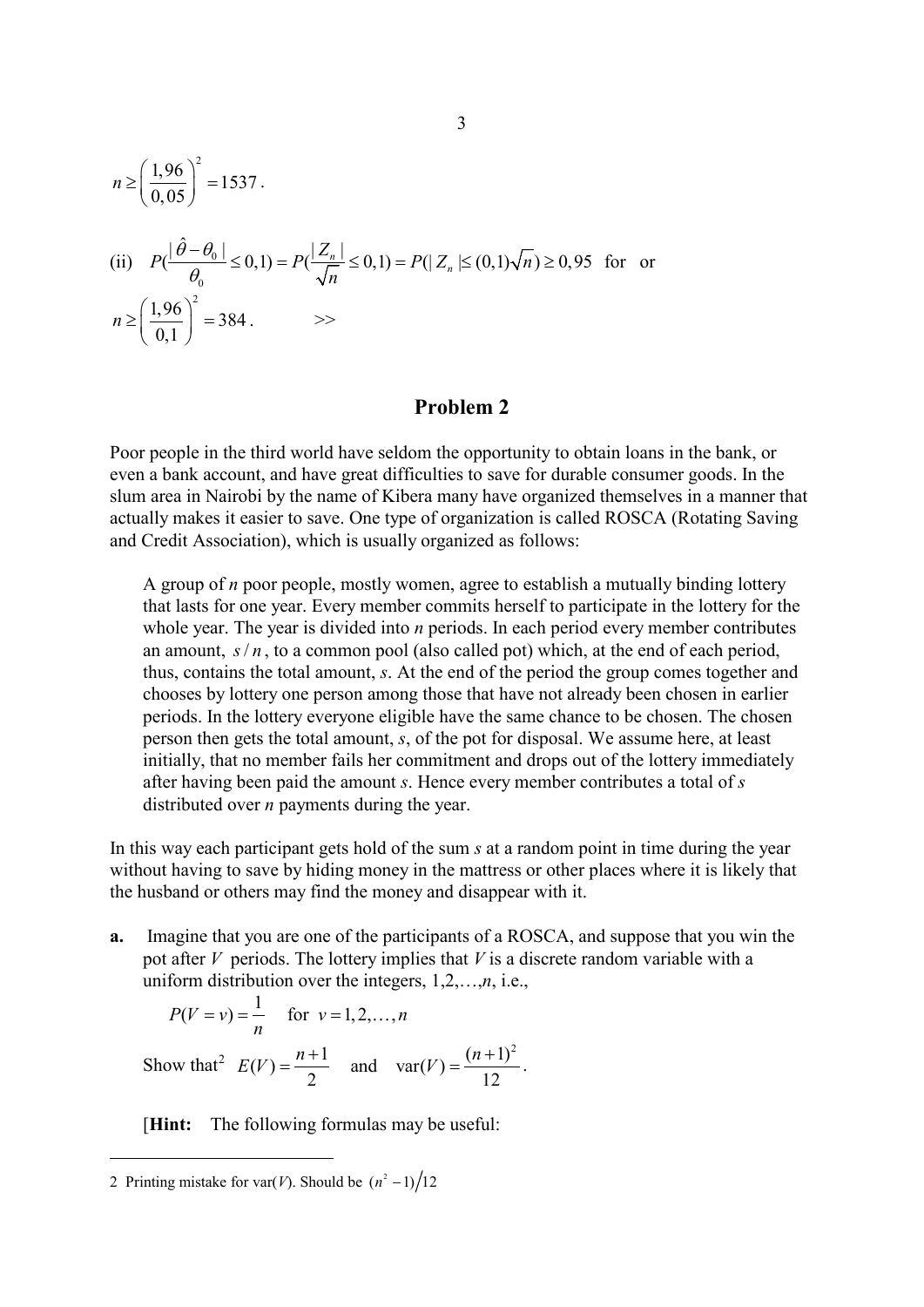$$n \geq \left(\frac{1,96}{0,05}\right)^2 = 1537.$$

(ii) $P(\frac{|\hat{\theta}-\theta_0|}{\theta_0} \leq 0,1) = P(\frac{|Z_n|}{\sqrt{n}} \leq 0,1) = P(|Z_n| \leq (0,1)\sqrt{n}) \geq 0,95$ for or

$$n \geq \left(\frac{1,96}{0,1}\right)^2 = 384. \qquad >>$$

## Problem 2

Poor people in the third world have seldom the opportunity to obtain loans in the bank, or even a bank account, and have great difficulties to save for durable consumer goods. In the slum area in Nairobi by the name of Kibera many have organized themselves in a manner that actually makes it easier to save. One type of organization is called ROSCA (Rotating Saving and Credit Association), which is usually organized as follows:

> A group of *n* poor people, mostly women, agree to establish a mutually binding lottery that lasts for one year. Every member commits herself to participate in the lottery for the whole year. The year is divided into *n* periods. In each period every member contributes an amount, $s/n$, to a common pool (also called pot) which, at the end of each period, thus, contains the total amount, *s*. At the end of the period the group comes together and chooses by lottery one person among those that have not already been chosen in earlier periods. In the lottery everyone eligible have the same chance to be chosen. The chosen person then gets the total amount, *s*, of the pot for disposal. We assume here, at least initially, that no member fails her commitment and drops out of the lottery immediately after having been paid the amount *s*. Hence every member contributes a total of *s* distributed over *n* payments during the year.

In this way each participant gets hold of the sum *s* at a random point in time during the year without having to save by hiding money in the mattress or other places where it is likely that the husband or others may find the money and disappear with it.

**a.** Imagine that you are one of the participants of a ROSCA, and suppose that you win the pot after $V$ periods. The lottery implies that $V$ is a discrete random variable with a uniform distribution over the integers, 1,2,…,*n*, i.e.,

$$P(V = v) = \frac{1}{n} \quad \text{for } v = 1, 2, \ldots, n$$

Show that[2] $E(V) = \frac{n+1}{2}$ and $\text{var}(V) = \frac{(n+1)^2}{12}$.

[**Hint:** The following formulas may be useful:

---

2 Printing mistake for var($V$). Should be $(n^2 - 1)/12$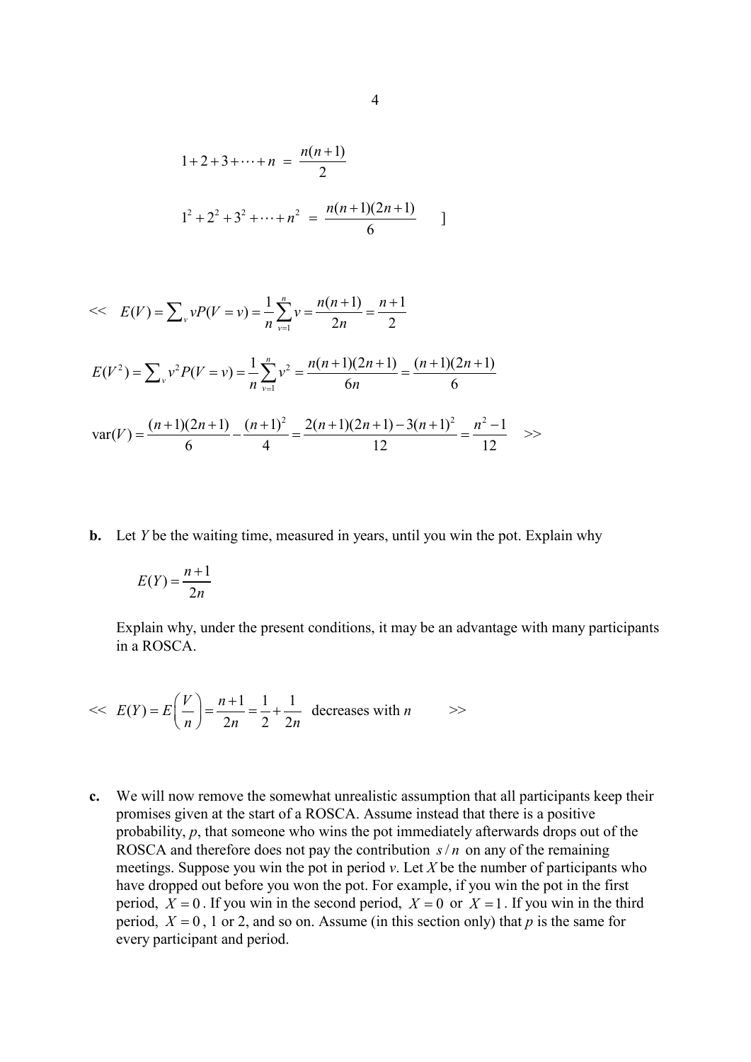$$1+2+3+\cdots+n \;=\; \frac{n(n+1)}{2}$$

$$1^2+2^2+3^2+\cdots+n^2 \;=\; \frac{n(n+1)(2n+1)}{6} \qquad ]$$

<< $E(V)=\sum_v vP(V=v)=\frac{1}{n}\sum_{v=1}^{n} v=\frac{n(n+1)}{2n}=\frac{n+1}{2}$

$$E(V^2)=\sum_v v^2P(V=v)=\frac{1}{n}\sum_{v=1}^{n} v^2=\frac{n(n+1)(2n+1)}{6n}=\frac{(n+1)(2n+1)}{6}$$

$\operatorname{var}(V)=\frac{(n+1)(2n+1)}{6}-\frac{(n+1)^2}{4}=\frac{2(n+1)(2n+1)-3(n+1)^2}{12}=\frac{n^2-1}{12}$ >>

**b.** Let $Y$ be the waiting time, measured in years, until you win the pot. Explain why

$$E(Y)=\frac{n+1}{2n}$$

Explain why, under the present conditions, it may be an advantage with many participants in a ROSCA.

<< $E(Y)=E\left(\frac{V}{n}\right)=\frac{n+1}{2n}=\frac{1}{2}+\frac{1}{2n}$ decreases with $n$ >>

**c.** We will now remove the somewhat unrealistic assumption that all participants keep their promises given at the start of a ROSCA. Assume instead that there is a positive probability, $p$, that someone who wins the pot immediately afterwards drops out of the ROSCA and therefore does not pay the contribution $s/n$ on any of the remaining meetings. Suppose you win the pot in period $v$. Let $X$ be the number of participants who have dropped out before you won the pot. For example, if you win the pot in the first period, $X=0$. If you win in the second period, $X=0$ or $X=1$. If you win in the third period, $X=0$, 1 or 2, and so on. Assume (in this section only) that $p$ is the same for every participant and period.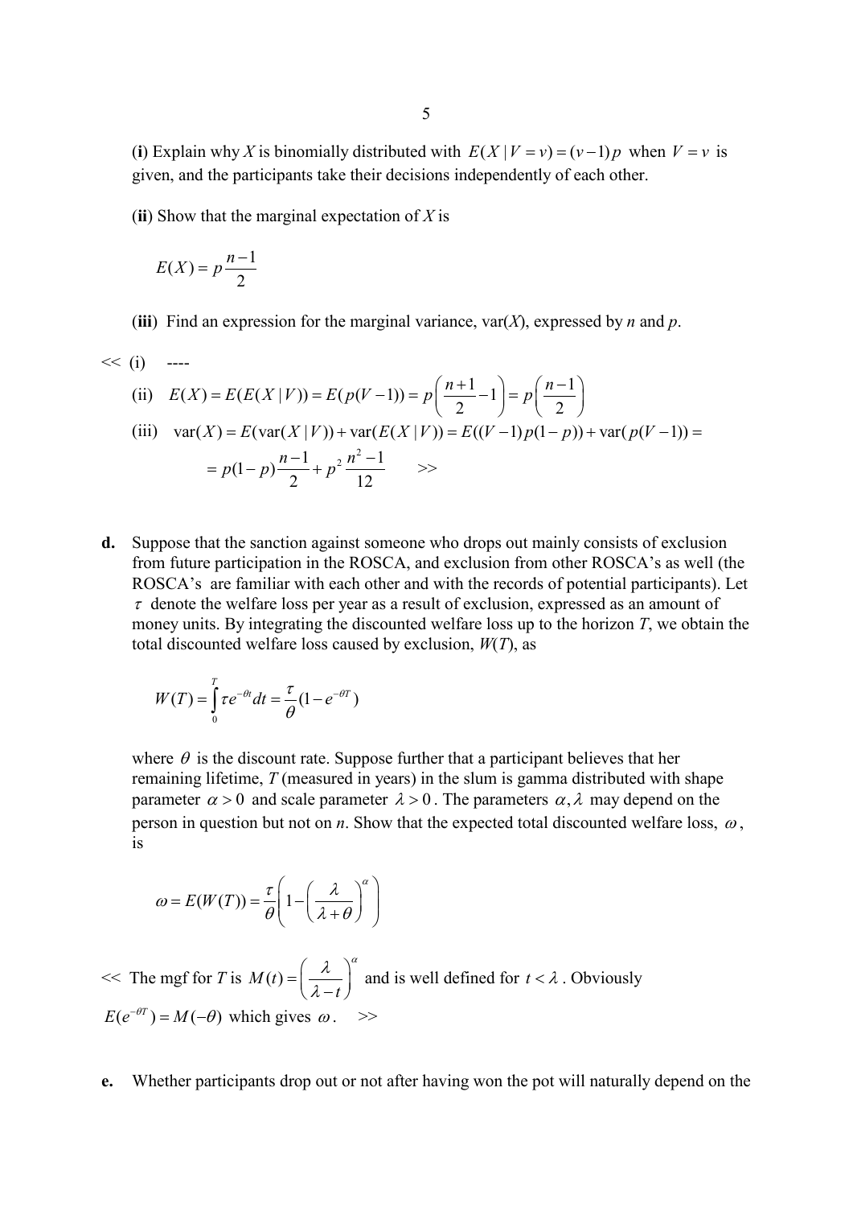(**i**) Explain why $X$ is binomially distributed with $E(X \mid V = v) = (v-1)p$ when $V = v$ is given, and the participants take their decisions independently of each other.

(**ii**) Show that the marginal expectation of $X$ is

$$E(X) = p\frac{n-1}{2}$$

(**iii**) Find an expression for the marginal variance, var($X$), expressed by $n$ and $p$.

<< (i) ----

(ii) $E(X) = E(E(X \mid V)) = E(p(V-1)) = p\left(\frac{n+1}{2} - 1\right) = p\left(\frac{n-1}{2}\right)$

(iii) $\text{var}(X) = E(\text{var}(X \mid V)) + \text{var}(E(X \mid V)) = E((V-1)p(1-p)) + \text{var}(p(V-1)) =$

$$= p(1-p)\frac{n-1}{2} + p^2\frac{n^2-1}{12} \qquad >>$$

**d.** Suppose that the sanction against someone who drops out mainly consists of exclusion from future participation in the ROSCA, and exclusion from other ROSCA's as well (the ROSCA's are familiar with each other and with the records of potential participants). Let $\tau$ denote the welfare loss per year as a result of exclusion, expressed as an amount of money units. By integrating the discounted welfare loss up to the horizon $T$, we obtain the total discounted welfare loss caused by exclusion, $W(T)$, as

$$W(T) = \int_0^T \tau e^{-\theta t} dt = \frac{\tau}{\theta}(1 - e^{-\theta T})$$

where $\theta$ is the discount rate. Suppose further that a participant believes that her remaining lifetime, $T$ (measured in years) in the slum is gamma distributed with shape parameter $\alpha > 0$ and scale parameter $\lambda > 0$. The parameters $\alpha, \lambda$ may depend on the person in question but not on $n$. Show that the expected total discounted welfare loss, $\omega$, is

$$\omega = E(W(T)) = \frac{\tau}{\theta}\left(1 - \left(\frac{\lambda}{\lambda + \theta}\right)^{\alpha}\right)$$

<< The mgf for $T$ is $M(t) = \left(\frac{\lambda}{\lambda - t}\right)^{\alpha}$ and is well defined for $t < \lambda$. Obviously $E(e^{-\theta T}) = M(-\theta)$ which gives $\omega$. >>

**e.** Whether participants drop out or not after having won the pot will naturally depend on the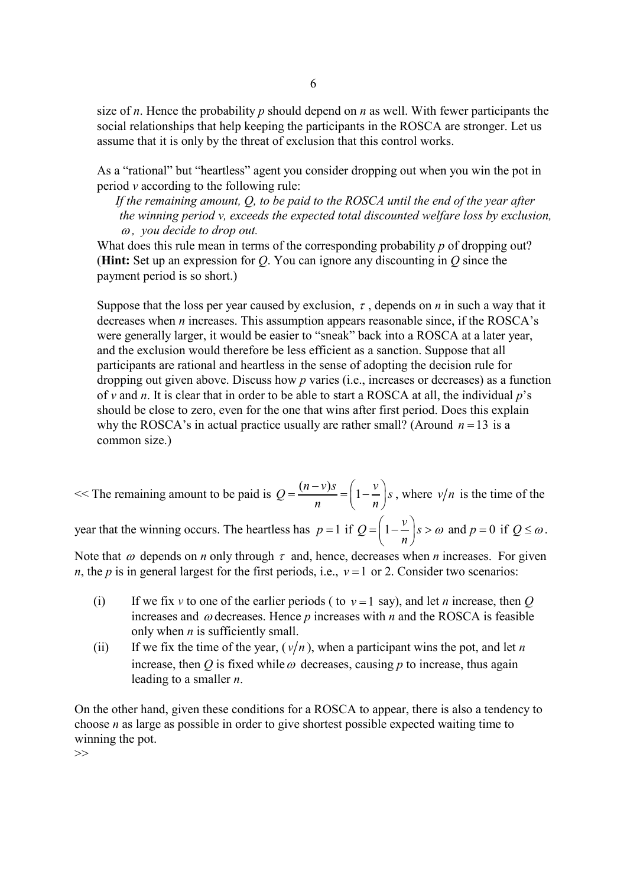size of $n$. Hence the probability $p$ should depend on $n$ as well. With fewer participants the social relationships that help keeping the participants in the ROSCA are stronger. Let us assume that it is only by the threat of exclusion that this control works.

As a "rational" but "heartless" agent you consider dropping out when you win the pot in period $v$ according to the following rule:

*If the remaining amount, Q, to be paid to the ROSCA until the end of the year after the winning period v, exceeds the expected total discounted welfare loss by exclusion,* $\omega$*, you decide to drop out.*

What does this rule mean in terms of the corresponding probability $p$ of dropping out? (**Hint:** Set up an expression for $Q$. You can ignore any discounting in $Q$ since the payment period is so short.)

Suppose that the loss per year caused by exclusion, $\tau$, depends on $n$ in such a way that it decreases when $n$ increases. This assumption appears reasonable since, if the ROSCA's were generally larger, it would be easier to "sneak" back into a ROSCA at a later year, and the exclusion would therefore be less efficient as a sanction. Suppose that all participants are rational and heartless in the sense of adopting the decision rule for dropping out given above. Discuss how $p$ varies (i.e., increases or decreases) as a function of $v$ and $n$. It is clear that in order to be able to start a ROSCA at all, the individual $p$'s should be close to zero, even for the one that wins after first period. Does this explain why the ROSCA's in actual practice usually are rather small? (Around $n = 13$ is a common size.)

<< The remaining amount to be paid is $Q = \frac{(n-v)s}{n} = \left(1 - \frac{v}{n}\right)s$, where $v/n$ is the time of the year that the winning occurs. The heartless has $p = 1$ if $Q = \left(1 - \frac{v}{n}\right)s > \omega$ and $p = 0$ if $Q \le \omega$.

Note that $\omega$ depends on $n$ only through $\tau$ and, hence, decreases when $n$ increases. For given $n$, the $p$ is in general largest for the first periods, i.e., $v = 1$ or 2. Consider two scenarios:

(i) If we fix $v$ to one of the earlier periods ( to $v = 1$ say), and let $n$ increase, then $Q$ increases and $\omega$ decreases. Hence $p$ increases with $n$ and the ROSCA is feasible only when $n$ is sufficiently small.

(ii) If we fix the time of the year, ($v/n$), when a participant wins the pot, and let $n$ increase, then $Q$ is fixed while $\omega$ decreases, causing $p$ to increase, thus again leading to a smaller $n$.

On the other hand, given these conditions for a ROSCA to appear, there is also a tendency to choose $n$ as large as possible in order to give shortest possible expected waiting time to winning the pot.

\>>